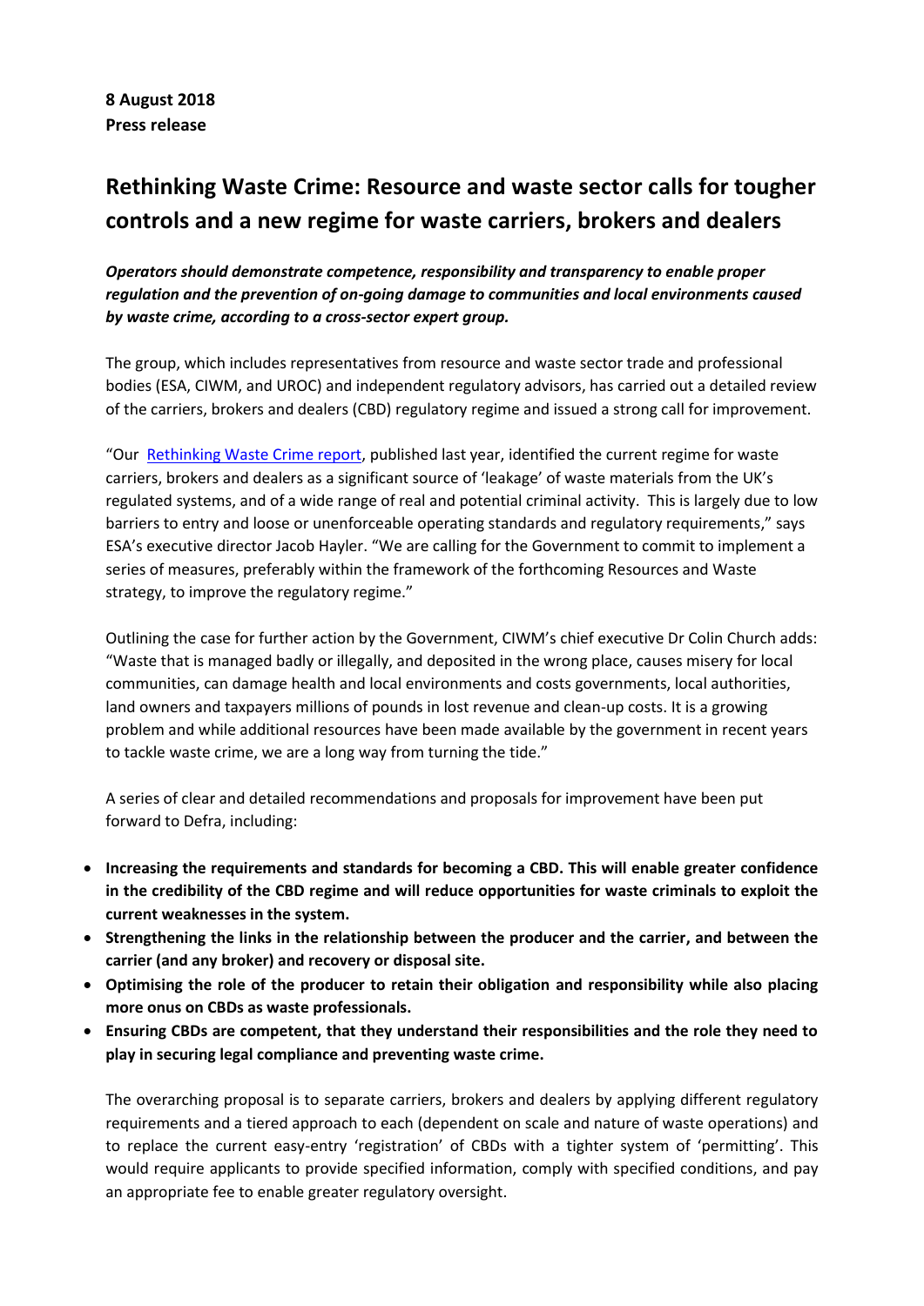**8 August 2018**
**Press release**

# Rethinking Waste Crime: Resource and waste sector calls for tougher controls and a new regime for waste carriers, brokers and dealers

***Operators should demonstrate competence, responsibility and transparency to enable proper regulation and the prevention of on-going damage to communities and local environments caused by waste crime, according to a cross-sector expert group.***

The group, which includes representatives from resource and waste sector trade and professional bodies (ESA, CIWM, and UROC) and independent regulatory advisors, has carried out a detailed review of the carriers, brokers and dealers (CBD) regulatory regime and issued a strong call for improvement.

"Our Rethinking Waste Crime report, published last year, identified the current regime for waste carriers, brokers and dealers as a significant source of 'leakage' of waste materials from the UK's regulated systems, and of a wide range of real and potential criminal activity. This is largely due to low barriers to entry and loose or unenforceable operating standards and regulatory requirements," says ESA's executive director Jacob Hayler. "We are calling for the Government to commit to implement a series of measures, preferably within the framework of the forthcoming Resources and Waste strategy, to improve the regulatory regime."

Outlining the case for further action by the Government, CIWM's chief executive Dr Colin Church adds: "Waste that is managed badly or illegally, and deposited in the wrong place, causes misery for local communities, can damage health and local environments and costs governments, local authorities, land owners and taxpayers millions of pounds in lost revenue and clean-up costs. It is a growing problem and while additional resources have been made available by the government in recent years to tackle waste crime, we are a long way from turning the tide."

A series of clear and detailed recommendations and proposals for improvement have been put forward to Defra, including:

- **Increasing the requirements and standards for becoming a CBD. This will enable greater confidence in the credibility of the CBD regime and will reduce opportunities for waste criminals to exploit the current weaknesses in the system.**
- **Strengthening the links in the relationship between the producer and the carrier, and between the carrier (and any broker) and recovery or disposal site.**
- **Optimising the role of the producer to retain their obligation and responsibility while also placing more onus on CBDs as waste professionals.**
- **Ensuring CBDs are competent, that they understand their responsibilities and the role they need to play in securing legal compliance and preventing waste crime.**

The overarching proposal is to separate carriers, brokers and dealers by applying different regulatory requirements and a tiered approach to each (dependent on scale and nature of waste operations) and to replace the current easy-entry 'registration' of CBDs with a tighter system of 'permitting'. This would require applicants to provide specified information, comply with specified conditions, and pay an appropriate fee to enable greater regulatory oversight.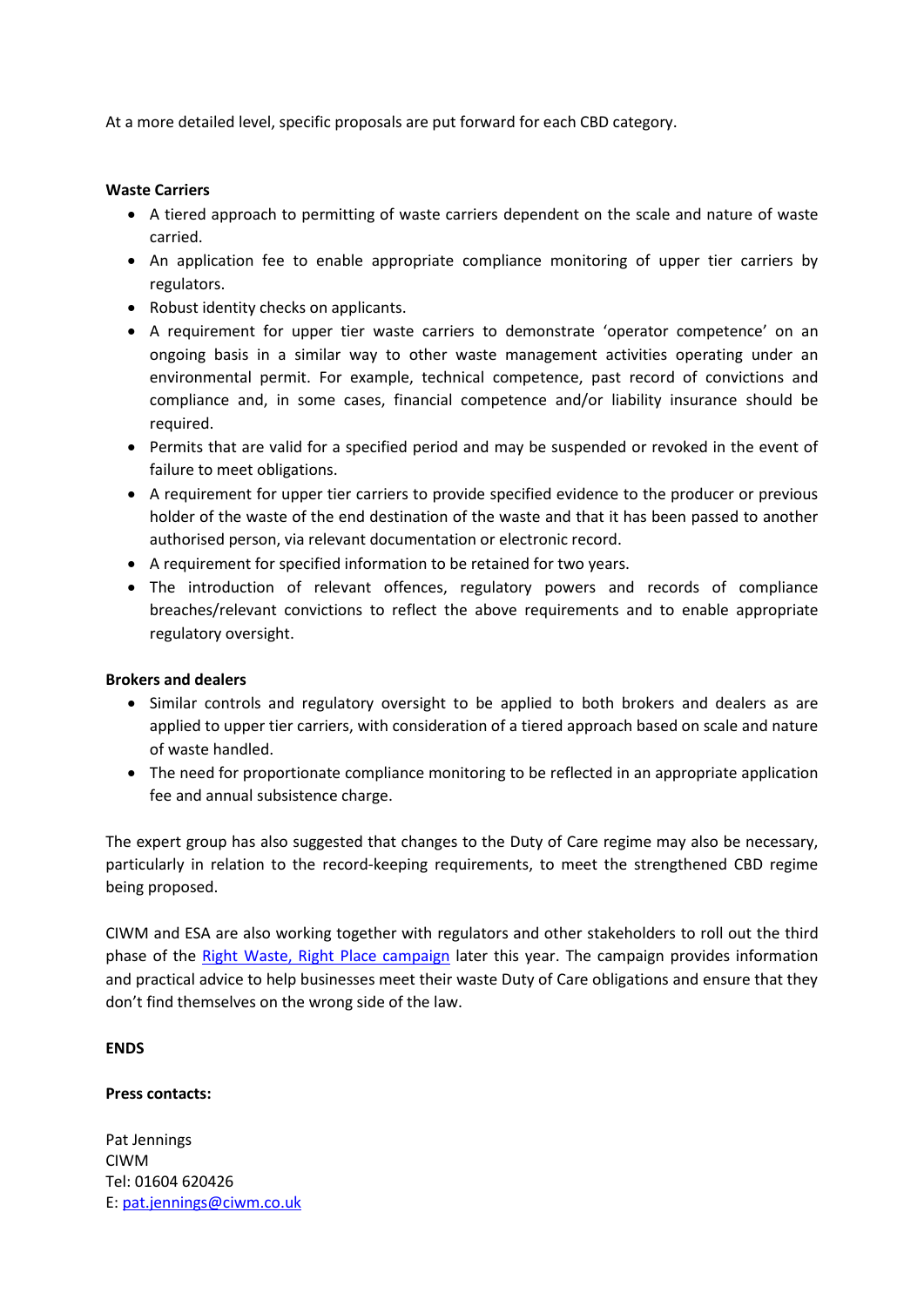At a more detailed level, specific proposals are put forward for each CBD category.

**Waste Carriers**

- A tiered approach to permitting of waste carriers dependent on the scale and nature of waste carried.
- An application fee to enable appropriate compliance monitoring of upper tier carriers by regulators.
- Robust identity checks on applicants.
- A requirement for upper tier waste carriers to demonstrate 'operator competence' on an ongoing basis in a similar way to other waste management activities operating under an environmental permit. For example, technical competence, past record of convictions and compliance and, in some cases, financial competence and/or liability insurance should be required.
- Permits that are valid for a specified period and may be suspended or revoked in the event of failure to meet obligations.
- A requirement for upper tier carriers to provide specified evidence to the producer or previous holder of the waste of the end destination of the waste and that it has been passed to another authorised person, via relevant documentation or electronic record.
- A requirement for specified information to be retained for two years.
- The introduction of relevant offences, regulatory powers and records of compliance breaches/relevant convictions to reflect the above requirements and to enable appropriate regulatory oversight.

**Brokers and dealers**

- Similar controls and regulatory oversight to be applied to both brokers and dealers as are applied to upper tier carriers, with consideration of a tiered approach based on scale and nature of waste handled.
- The need for proportionate compliance monitoring to be reflected in an appropriate application fee and annual subsistence charge.

The expert group has also suggested that changes to the Duty of Care regime may also be necessary, particularly in relation to the record-keeping requirements, to meet the strengthened CBD regime being proposed.

CIWM and ESA are also working together with regulators and other stakeholders to roll out the third phase of the [Right Waste, Right Place campaign]() later this year. The campaign provides information and practical advice to help businesses meet their waste Duty of Care obligations and ensure that they don't find themselves on the wrong side of the law.

**ENDS**

**Press contacts:**

Pat Jennings  
CIWM  
Tel: 01604 620426  
E: [pat.jennings@ciwm.co.uk](mailto:pat.jennings@ciwm.co.uk)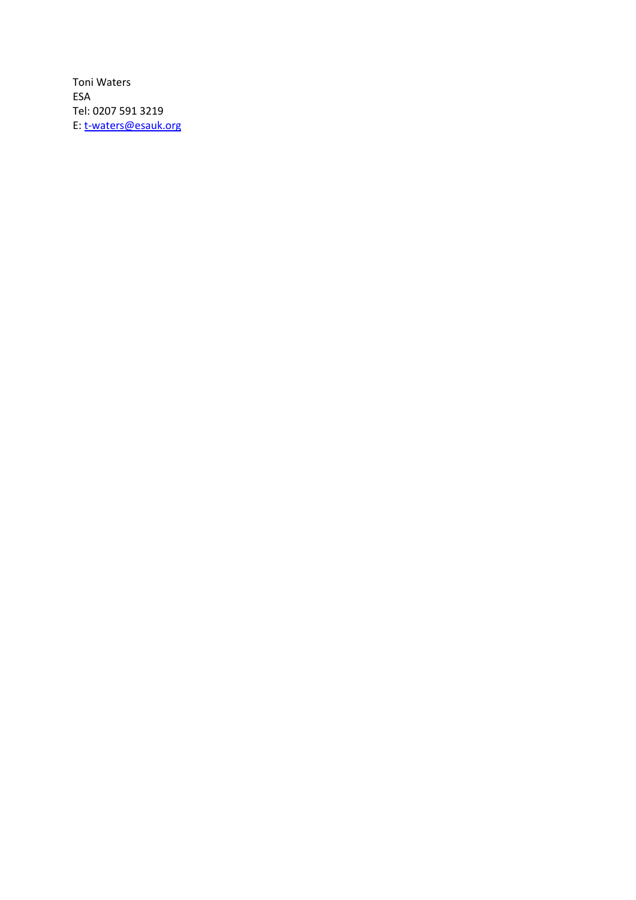Toni Waters
ESA
Tel: 0207 591 3219
E: t-waters@esauk.org